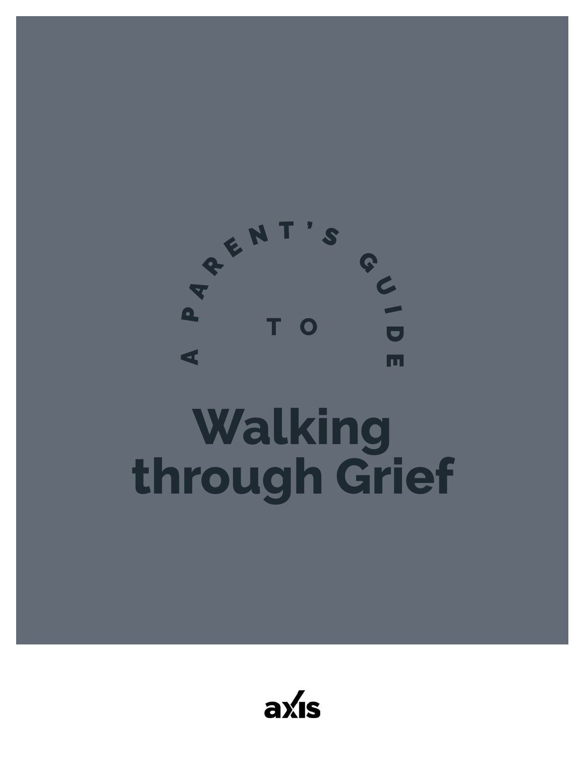A PARENT'S GUIDE TO

# Walking through Grief

axis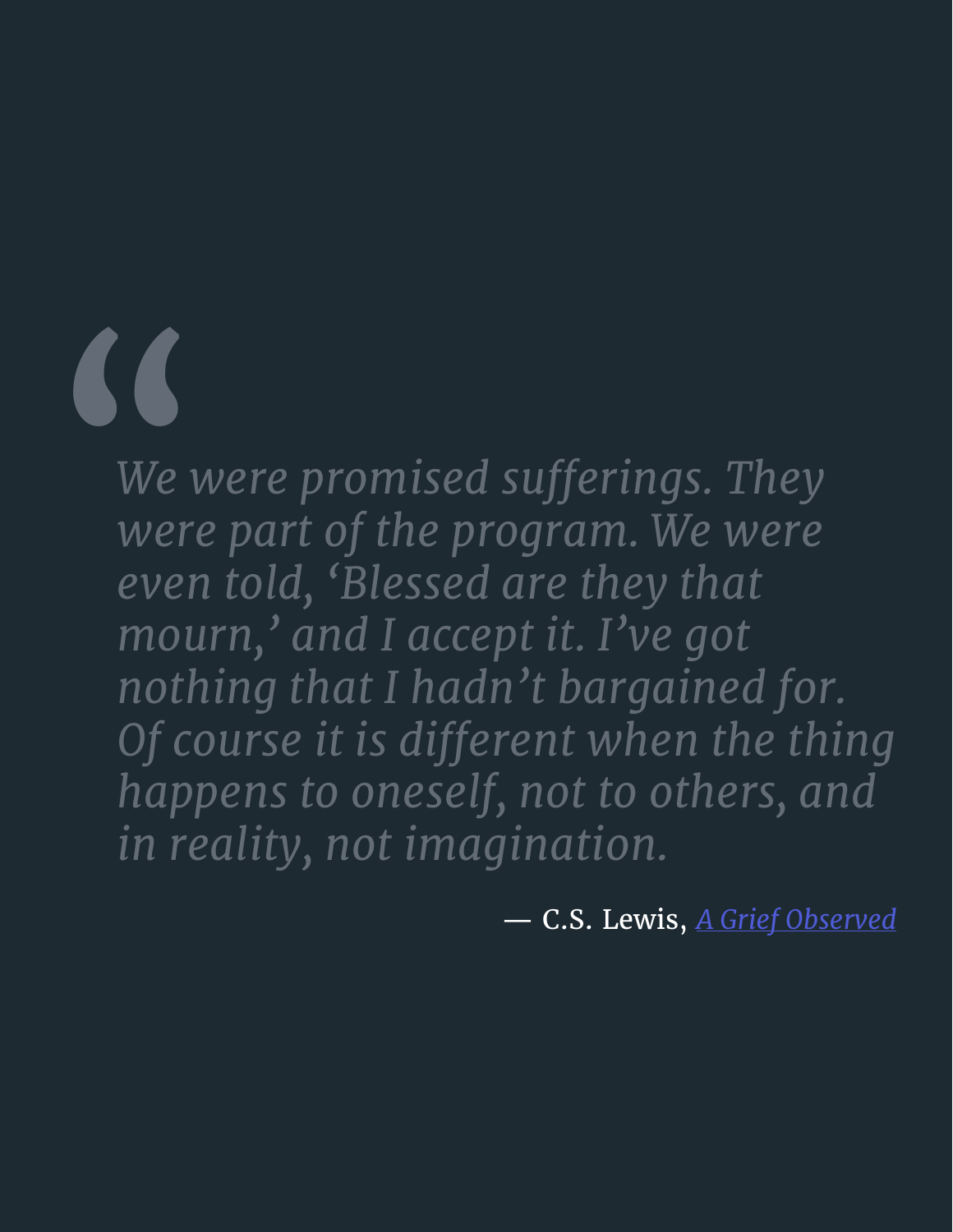> *We were promised sufferings. They were part of the program. We were even told, 'Blessed are they that mourn,' and I accept it. I've got nothing that I hadn't bargained for. Of course it is different when the thing happens to oneself, not to others, and in reality, not imagination.*

— C.S. Lewis, *A Grief Observed*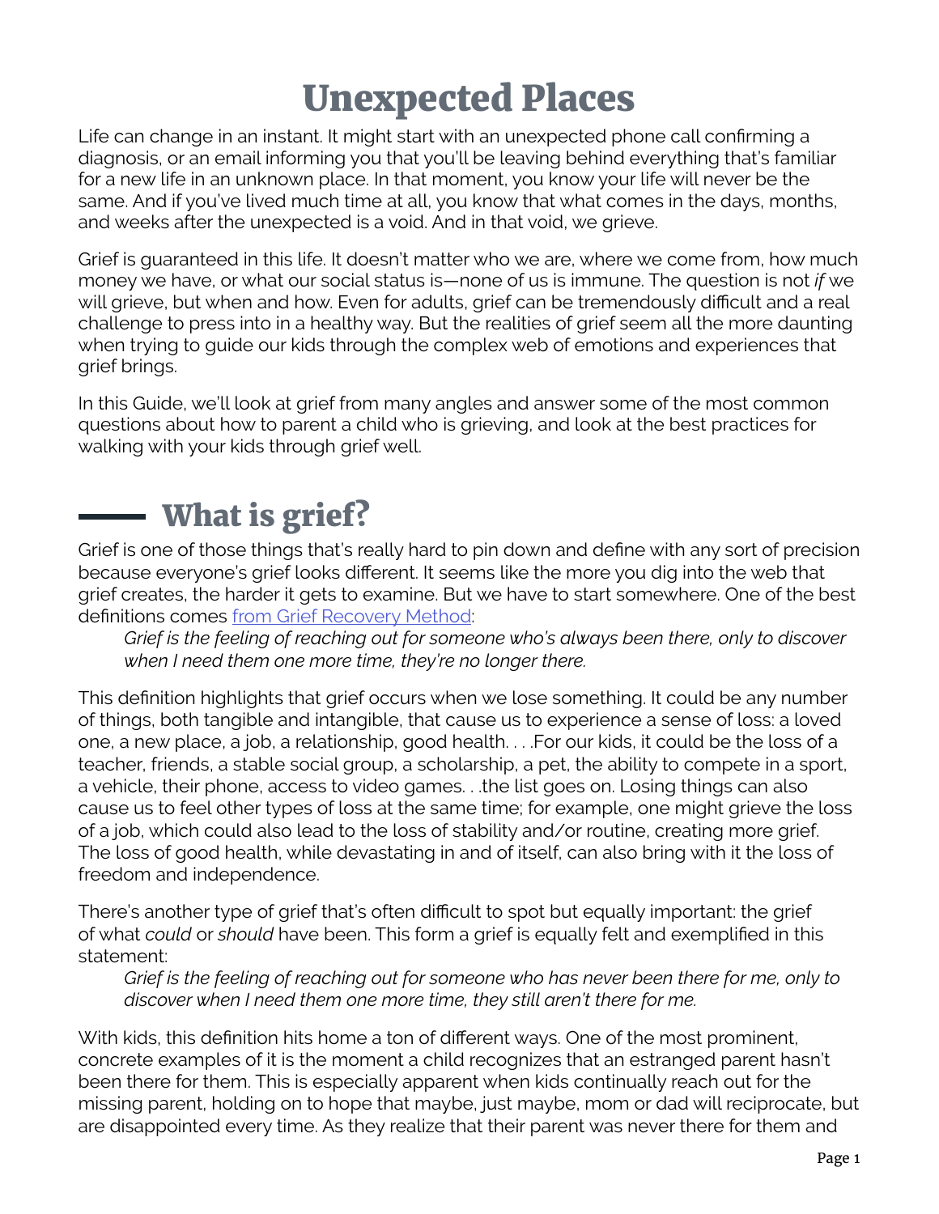# Unexpected Places

Life can change in an instant. It might start with an unexpected phone call confirming a diagnosis, or an email informing you that you'll be leaving behind everything that's familiar for a new life in an unknown place. In that moment, you know your life will never be the same. And if you've lived much time at all, you know that what comes in the days, months, and weeks after the unexpected is a void. And in that void, we grieve.

Grief is guaranteed in this life. It doesn't matter who we are, where we come from, how much money we have, or what our social status is—none of us is immune. The question is not *if* we will grieve, but when and how. Even for adults, grief can be tremendously difficult and a real challenge to press into in a healthy way. But the realities of grief seem all the more daunting when trying to guide our kids through the complex web of emotions and experiences that grief brings.

In this Guide, we'll look at grief from many angles and answer some of the most common questions about how to parent a child who is grieving, and look at the best practices for walking with your kids through grief well.

## What is grief?

Grief is one of those things that's really hard to pin down and define with any sort of precision because everyone's grief looks different. It seems like the more you dig into the web that grief creates, the harder it gets to examine. But we have to start somewhere. One of the best definitions comes [from Grief Recovery Method]:

> *Grief is the feeling of reaching out for someone who's always been there, only to discover when I need them one more time, they're no longer there.*

This definition highlights that grief occurs when we lose something. It could be any number of things, both tangible and intangible, that cause us to experience a sense of loss: a loved one, a new place, a job, a relationship, good health. . . .For our kids, it could be the loss of a teacher, friends, a stable social group, a scholarship, a pet, the ability to compete in a sport, a vehicle, their phone, access to video games. . .the list goes on. Losing things can also cause us to feel other types of loss at the same time; for example, one might grieve the loss of a job, which could also lead to the loss of stability and/or routine, creating more grief. The loss of good health, while devastating in and of itself, can also bring with it the loss of freedom and independence.

There's another type of grief that's often difficult to spot but equally important: the grief of what *could* or *should* have been. This form a grief is equally felt and exemplified in this statement:

> *Grief is the feeling of reaching out for someone who has never been there for me, only to discover when I need them one more time, they still aren't there for me.*

With kids, this definition hits home a ton of different ways. One of the most prominent, concrete examples of it is the moment a child recognizes that an estranged parent hasn't been there for them. This is especially apparent when kids continually reach out for the missing parent, holding on to hope that maybe, just maybe, mom or dad will reciprocate, but are disappointed every time. As they realize that their parent was never there for them and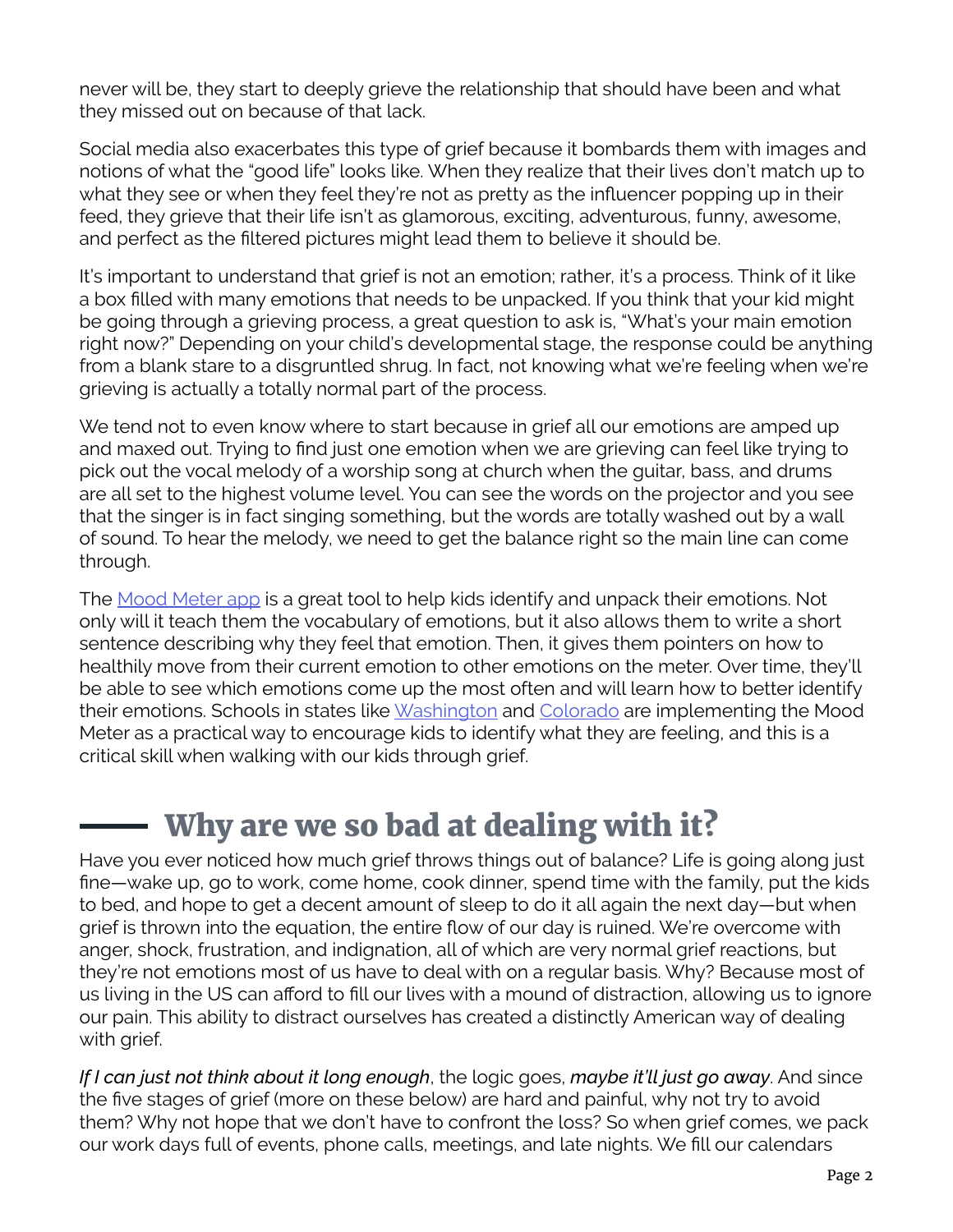never will be, they start to deeply grieve the relationship that should have been and what they missed out on because of that lack.

Social media also exacerbates this type of grief because it bombards them with images and notions of what the "good life" looks like. When they realize that their lives don't match up to what they see or when they feel they're not as pretty as the influencer popping up in their feed, they grieve that their life isn't as glamorous, exciting, adventurous, funny, awesome, and perfect as the filtered pictures might lead them to believe it should be.

It's important to understand that grief is not an emotion; rather, it's a process. Think of it like a box filled with many emotions that needs to be unpacked. If you think that your kid might be going through a grieving process, a great question to ask is, "What's your main emotion right now?" Depending on your child's developmental stage, the response could be anything from a blank stare to a disgruntled shrug. In fact, not knowing what we're feeling when we're grieving is actually a totally normal part of the process.

We tend not to even know where to start because in grief all our emotions are amped up and maxed out. Trying to find just one emotion when we are grieving can feel like trying to pick out the vocal melody of a worship song at church when the guitar, bass, and drums are all set to the highest volume level. You can see the words on the projector and you see that the singer is in fact singing something, but the words are totally washed out by a wall of sound. To hear the melody, we need to get the balance right so the main line can come through.

The Mood Meter app is a great tool to help kids identify and unpack their emotions. Not only will it teach them the vocabulary of emotions, but it also allows them to write a short sentence describing why they feel that emotion. Then, it gives them pointers on how to healthily move from their current emotion to other emotions on the meter. Over time, they'll be able to see which emotions come up the most often and will learn how to better identify their emotions. Schools in states like Washington and Colorado are implementing the Mood Meter as a practical way to encourage kids to identify what they are feeling, and this is a critical skill when walking with our kids through grief.

## Why are we so bad at dealing with it?

Have you ever noticed how much grief throws things out of balance? Life is going along just fine—wake up, go to work, come home, cook dinner, spend time with the family, put the kids to bed, and hope to get a decent amount of sleep to do it all again the next day—but when grief is thrown into the equation, the entire flow of our day is ruined. We're overcome with anger, shock, frustration, and indignation, all of which are very normal grief reactions, but they're not emotions most of us have to deal with on a regular basis. Why? Because most of us living in the US can afford to fill our lives with a mound of distraction, allowing us to ignore our pain. This ability to distract ourselves has created a distinctly American way of dealing with grief.

*If I can just not think about it long enough*, the logic goes, *maybe it'll just go away*. And since the five stages of grief (more on these below) are hard and painful, why not try to avoid them? Why not hope that we don't have to confront the loss? So when grief comes, we pack our work days full of events, phone calls, meetings, and late nights. We fill our calendars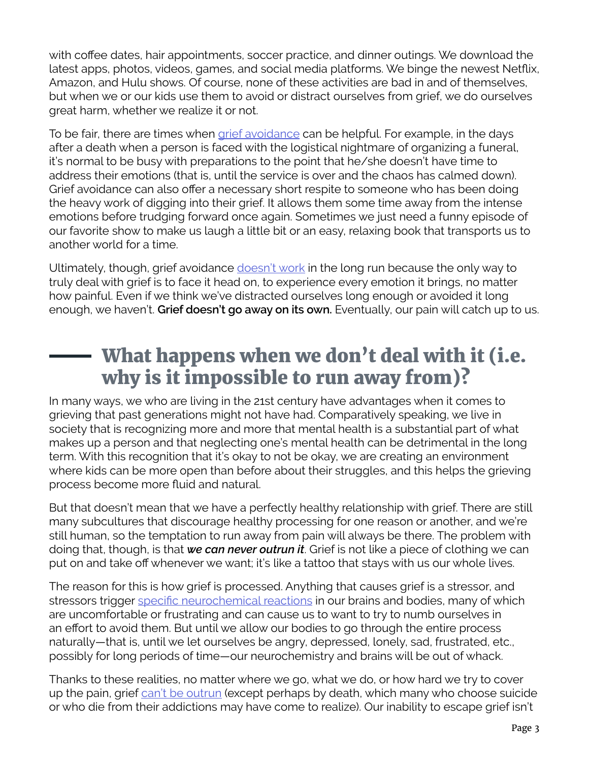with coffee dates, hair appointments, soccer practice, and dinner outings. We download the latest apps, photos, videos, games, and social media platforms. We binge the newest Netflix, Amazon, and Hulu shows. Of course, none of these activities are bad in and of themselves, but when we or our kids use them to avoid or distract ourselves from grief, we do ourselves great harm, whether we realize it or not.

To be fair, there are times when grief avoidance can be helpful. For example, in the days after a death when a person is faced with the logistical nightmare of organizing a funeral, it's normal to be busy with preparations to the point that he/she doesn't have time to address their emotions (that is, until the service is over and the chaos has calmed down). Grief avoidance can also offer a necessary short respite to someone who has been doing the heavy work of digging into their grief. It allows them some time away from the intense emotions before trudging forward once again. Sometimes we just need a funny episode of our favorite show to make us laugh a little bit or an easy, relaxing book that transports us to another world for a time.

Ultimately, though, grief avoidance doesn't work in the long run because the only way to truly deal with grief is to face it head on, to experience every emotion it brings, no matter how painful. Even if we think we've distracted ourselves long enough or avoided it long enough, we haven't. **Grief doesn't go away on its own.** Eventually, our pain will catch up to us.

## What happens when we don't deal with it (i.e. why is it impossible to run away from)?

In many ways, we who are living in the 21st century have advantages when it comes to grieving that past generations might not have had. Comparatively speaking, we live in society that is recognizing more and more that mental health is a substantial part of what makes up a person and that neglecting one's mental health can be detrimental in the long term. With this recognition that it's okay to not be okay, we are creating an environment where kids can be more open than before about their struggles, and this helps the grieving process become more fluid and natural.

But that doesn't mean that we have a perfectly healthy relationship with grief. There are still many subcultures that discourage healthy processing for one reason or another, and we're still human, so the temptation to run away from pain will always be there. The problem with doing that, though, is that ***we can never outrun it***. Grief is not like a piece of clothing we can put on and take off whenever we want; it's like a tattoo that stays with us our whole lives.

The reason for this is how grief is processed. Anything that causes grief is a stressor, and stressors trigger specific neurochemical reactions in our brains and bodies, many of which are uncomfortable or frustrating and can cause us to want to try to numb ourselves in an effort to avoid them. But until we allow our bodies to go through the entire process naturally—that is, until we let ourselves be angry, depressed, lonely, sad, frustrated, etc., possibly for long periods of time—our neurochemistry and brains will be out of whack.

Thanks to these realities, no matter where we go, what we do, or how hard we try to cover up the pain, grief can't be outrun (except perhaps by death, which many who choose suicide or who die from their addictions may have come to realize). Our inability to escape grief isn't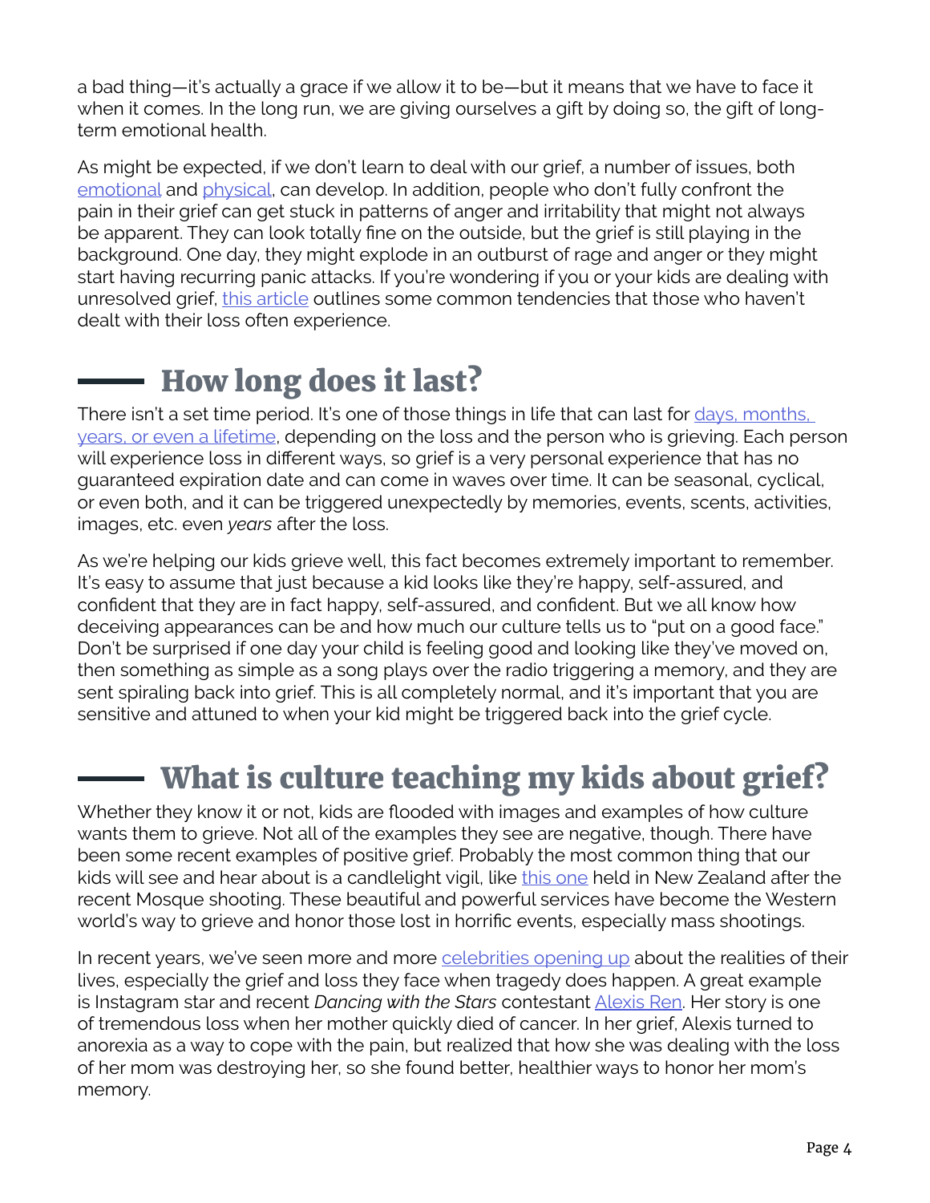a bad thing—it's actually a grace if we allow it to be—but it means that we have to face it when it comes. In the long run, we are giving ourselves a gift by doing so, the gift of long-term emotional health.

As might be expected, if we don't learn to deal with our grief, a number of issues, both emotional and physical, can develop. In addition, people who don't fully confront the pain in their grief can get stuck in patterns of anger and irritability that might not always be apparent. They can look totally fine on the outside, but the grief is still playing in the background. One day, they might explode in an outburst of rage and anger or they might start having recurring panic attacks. If you're wondering if you or your kids are dealing with unresolved grief, this article outlines some common tendencies that those who haven't dealt with their loss often experience.

## How long does it last?

There isn't a set time period. It's one of those things in life that can last for days, months, years, or even a lifetime, depending on the loss and the person who is grieving. Each person will experience loss in different ways, so grief is a very personal experience that has no guaranteed expiration date and can come in waves over time. It can be seasonal, cyclical, or even both, and it can be triggered unexpectedly by memories, events, scents, activities, images, etc. even *years* after the loss.

As we're helping our kids grieve well, this fact becomes extremely important to remember. It's easy to assume that just because a kid looks like they're happy, self-assured, and confident that they are in fact happy, self-assured, and confident. But we all know how deceiving appearances can be and how much our culture tells us to "put on a good face." Don't be surprised if one day your child is feeling good and looking like they've moved on, then something as simple as a song plays over the radio triggering a memory, and they are sent spiraling back into grief. This is all completely normal, and it's important that you are sensitive and attuned to when your kid might be triggered back into the grief cycle.

## What is culture teaching my kids about grief?

Whether they know it or not, kids are flooded with images and examples of how culture wants them to grieve. Not all of the examples they see are negative, though. There have been some recent examples of positive grief. Probably the most common thing that our kids will see and hear about is a candlelight vigil, like this one held in New Zealand after the recent Mosque shooting. These beautiful and powerful services have become the Western world's way to grieve and honor those lost in horrific events, especially mass shootings.

In recent years, we've seen more and more celebrities opening up about the realities of their lives, especially the grief and loss they face when tragedy does happen. A great example is Instagram star and recent *Dancing with the Stars* contestant Alexis Ren. Her story is one of tremendous loss when her mother quickly died of cancer. In her grief, Alexis turned to anorexia as a way to cope with the pain, but realized that how she was dealing with the loss of her mom was destroying her, so she found better, healthier ways to honor her mom's memory.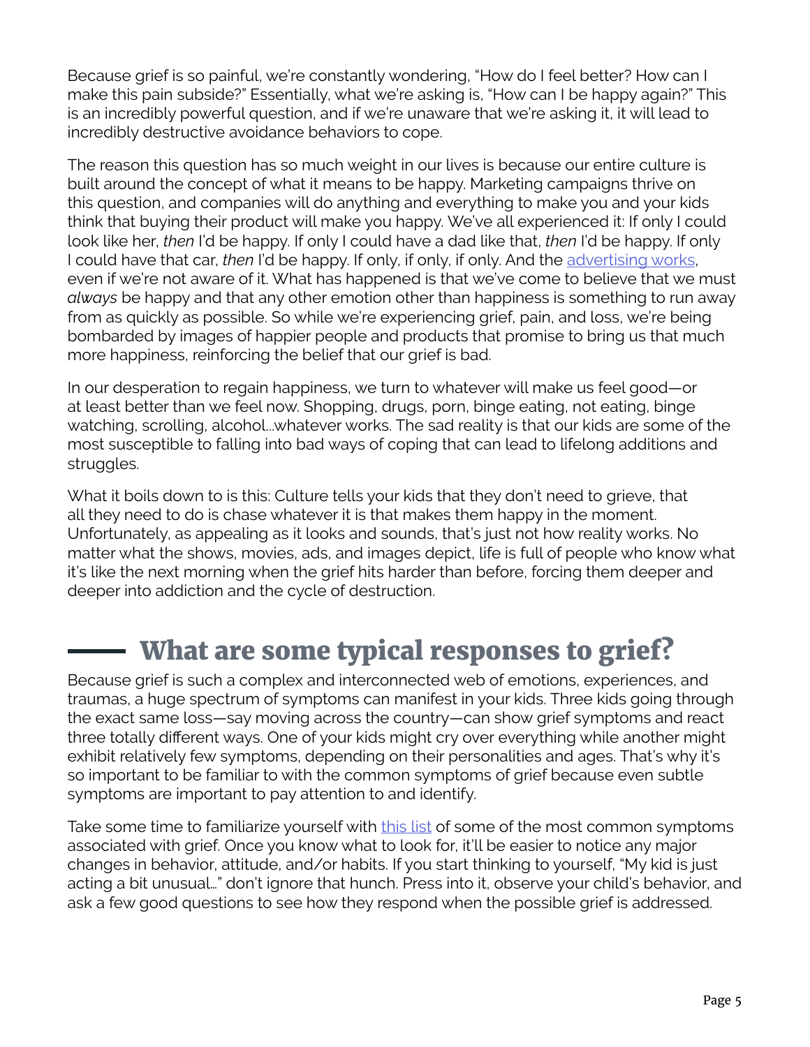Because grief is so painful, we're constantly wondering, "How do I feel better? How can I make this pain subside?" Essentially, what we're asking is, "How can I be happy again?" This is an incredibly powerful question, and if we're unaware that we're asking it, it will lead to incredibly destructive avoidance behaviors to cope.

The reason this question has so much weight in our lives is because our entire culture is built around the concept of what it means to be happy. Marketing campaigns thrive on this question, and companies will do anything and everything to make you and your kids think that buying their product will make you happy. We've all experienced it: If only I could look like her, *then* I'd be happy. If only I could have a dad like that, *then* I'd be happy. If only I could have that car, *then* I'd be happy. If only, if only, if only. And the advertising works, even if we're not aware of it. What has happened is that we've come to believe that we must *always* be happy and that any other emotion other than happiness is something to run away from as quickly as possible. So while we're experiencing grief, pain, and loss, we're being bombarded by images of happier people and products that promise to bring us that much more happiness, reinforcing the belief that our grief is bad.

In our desperation to regain happiness, we turn to whatever will make us feel good—or at least better than we feel now. Shopping, drugs, porn, binge eating, not eating, binge watching, scrolling, alcohol...whatever works. The sad reality is that our kids are some of the most susceptible to falling into bad ways of coping that can lead to lifelong additions and struggles.

What it boils down to is this: Culture tells your kids that they don't need to grieve, that all they need to do is chase whatever it is that makes them happy in the moment. Unfortunately, as appealing as it looks and sounds, that's just not how reality works. No matter what the shows, movies, ads, and images depict, life is full of people who know what it's like the next morning when the grief hits harder than before, forcing them deeper and deeper into addiction and the cycle of destruction.

## What are some typical responses to grief?

Because grief is such a complex and interconnected web of emotions, experiences, and traumas, a huge spectrum of symptoms can manifest in your kids. Three kids going through the exact same loss—say moving across the country—can show grief symptoms and react three totally different ways. One of your kids might cry over everything while another might exhibit relatively few symptoms, depending on their personalities and ages. That's why it's so important to be familiar to with the common symptoms of grief because even subtle symptoms are important to pay attention to and identify.

Take some time to familiarize yourself with this list of some of the most common symptoms associated with grief. Once you know what to look for, it'll be easier to notice any major changes in behavior, attitude, and/or habits. If you start thinking to yourself, "My kid is just acting a bit unusual..." don't ignore that hunch. Press into it, observe your child's behavior, and ask a few good questions to see how they respond when the possible grief is addressed.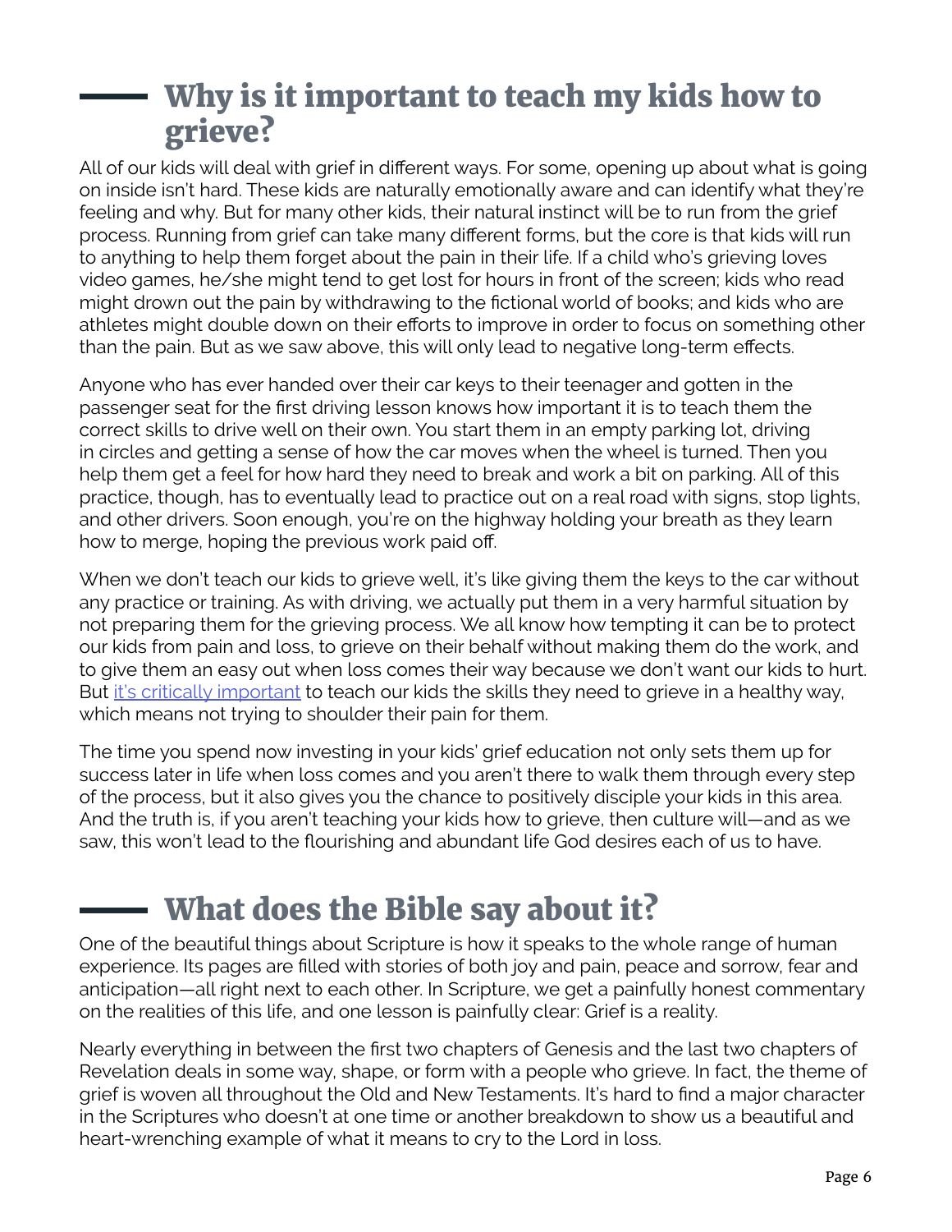## Why is it important to teach my kids how to grieve?

All of our kids will deal with grief in different ways. For some, opening up about what is going on inside isn't hard. These kids are naturally emotionally aware and can identify what they're feeling and why. But for many other kids, their natural instinct will be to run from the grief process. Running from grief can take many different forms, but the core is that kids will run to anything to help them forget about the pain in their life. If a child who's grieving loves video games, he/she might tend to get lost for hours in front of the screen; kids who read might drown out the pain by withdrawing to the fictional world of books; and kids who are athletes might double down on their efforts to improve in order to focus on something other than the pain. But as we saw above, this will only lead to negative long-term effects.

Anyone who has ever handed over their car keys to their teenager and gotten in the passenger seat for the first driving lesson knows how important it is to teach them the correct skills to drive well on their own. You start them in an empty parking lot, driving in circles and getting a sense of how the car moves when the wheel is turned. Then you help them get a feel for how hard they need to break and work a bit on parking. All of this practice, though, has to eventually lead to practice out on a real road with signs, stop lights, and other drivers. Soon enough, you're on the highway holding your breath as they learn how to merge, hoping the previous work paid off.

When we don't teach our kids to grieve well, it's like giving them the keys to the car without any practice or training. As with driving, we actually put them in a very harmful situation by not preparing them for the grieving process. We all know how tempting it can be to protect our kids from pain and loss, to grieve on their behalf without making them do the work, and to give them an easy out when loss comes their way because we don't want our kids to hurt. But it's critically important to teach our kids the skills they need to grieve in a healthy way, which means not trying to shoulder their pain for them.

The time you spend now investing in your kids' grief education not only sets them up for success later in life when loss comes and you aren't there to walk them through every step of the process, but it also gives you the chance to positively disciple your kids in this area. And the truth is, if you aren't teaching your kids how to grieve, then culture will—and as we saw, this won't lead to the flourishing and abundant life God desires each of us to have.

## What does the Bible say about it?

One of the beautiful things about Scripture is how it speaks to the whole range of human experience. Its pages are filled with stories of both joy and pain, peace and sorrow, fear and anticipation—all right next to each other. In Scripture, we get a painfully honest commentary on the realities of this life, and one lesson is painfully clear: Grief is a reality.

Nearly everything in between the first two chapters of Genesis and the last two chapters of Revelation deals in some way, shape, or form with a people who grieve. In fact, the theme of grief is woven all throughout the Old and New Testaments. It's hard to find a major character in the Scriptures who doesn't at one time or another breakdown to show us a beautiful and heart-wrenching example of what it means to cry to the Lord in loss.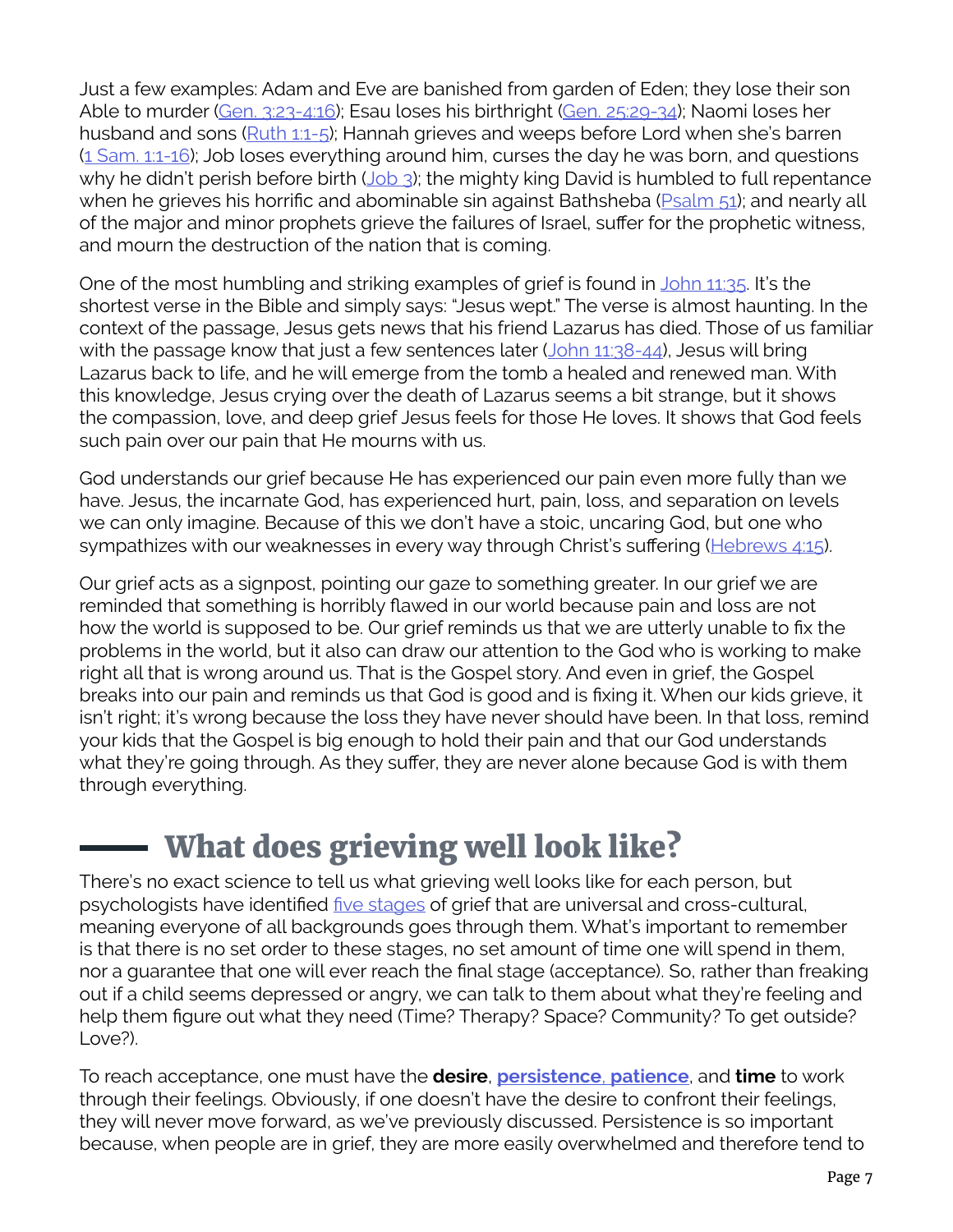Just a few examples: Adam and Eve are banished from garden of Eden; they lose their son Able to murder (Gen. 3:23-4:16); Esau loses his birthright (Gen. 25:29-34); Naomi loses her husband and sons (Ruth 1:1-5); Hannah grieves and weeps before Lord when she's barren (1 Sam. 1:1-16); Job loses everything around him, curses the day he was born, and questions why he didn't perish before birth (Job 3); the mighty king David is humbled to full repentance when he grieves his horrific and abominable sin against Bathsheba (Psalm 51); and nearly all of the major and minor prophets grieve the failures of Israel, suffer for the prophetic witness, and mourn the destruction of the nation that is coming.

One of the most humbling and striking examples of grief is found in John 11:35. It's the shortest verse in the Bible and simply says: "Jesus wept." The verse is almost haunting. In the context of the passage, Jesus gets news that his friend Lazarus has died. Those of us familiar with the passage know that just a few sentences later (John 11:38-44), Jesus will bring Lazarus back to life, and he will emerge from the tomb a healed and renewed man. With this knowledge, Jesus crying over the death of Lazarus seems a bit strange, but it shows the compassion, love, and deep grief Jesus feels for those He loves. It shows that God feels such pain over our pain that He mourns with us.

God understands our grief because He has experienced our pain even more fully than we have. Jesus, the incarnate God, has experienced hurt, pain, loss, and separation on levels we can only imagine. Because of this we don't have a stoic, uncaring God, but one who sympathizes with our weaknesses in every way through Christ's suffering (Hebrews 4:15).

Our grief acts as a signpost, pointing our gaze to something greater. In our grief we are reminded that something is horribly flawed in our world because pain and loss are not how the world is supposed to be. Our grief reminds us that we are utterly unable to fix the problems in the world, but it also can draw our attention to the God who is working to make right all that is wrong around us. That is the Gospel story. And even in grief, the Gospel breaks into our pain and reminds us that God is good and is fixing it. When our kids grieve, it isn't right; it's wrong because the loss they have never should have been. In that loss, remind your kids that the Gospel is big enough to hold their pain and that our God understands what they're going through. As they suffer, they are never alone because God is with them through everything.

## What does grieving well look like?

There's no exact science to tell us what grieving well looks like for each person, but psychologists have identified five stages of grief that are universal and cross-cultural, meaning everyone of all backgrounds goes through them. What's important to remember is that there is no set order to these stages, no set amount of time one will spend in them, nor a guarantee that one will ever reach the final stage (acceptance). So, rather than freaking out if a child seems depressed or angry, we can talk to them about what they're feeling and help them figure out what they need (Time? Therapy? Space? Community? To get outside? Love?).

To reach acceptance, one must have the **desire**, **persistence**, **patience**, and **time** to work through their feelings. Obviously, if one doesn't have the desire to confront their feelings, they will never move forward, as we've previously discussed. Persistence is so important because, when people are in grief, they are more easily overwhelmed and therefore tend to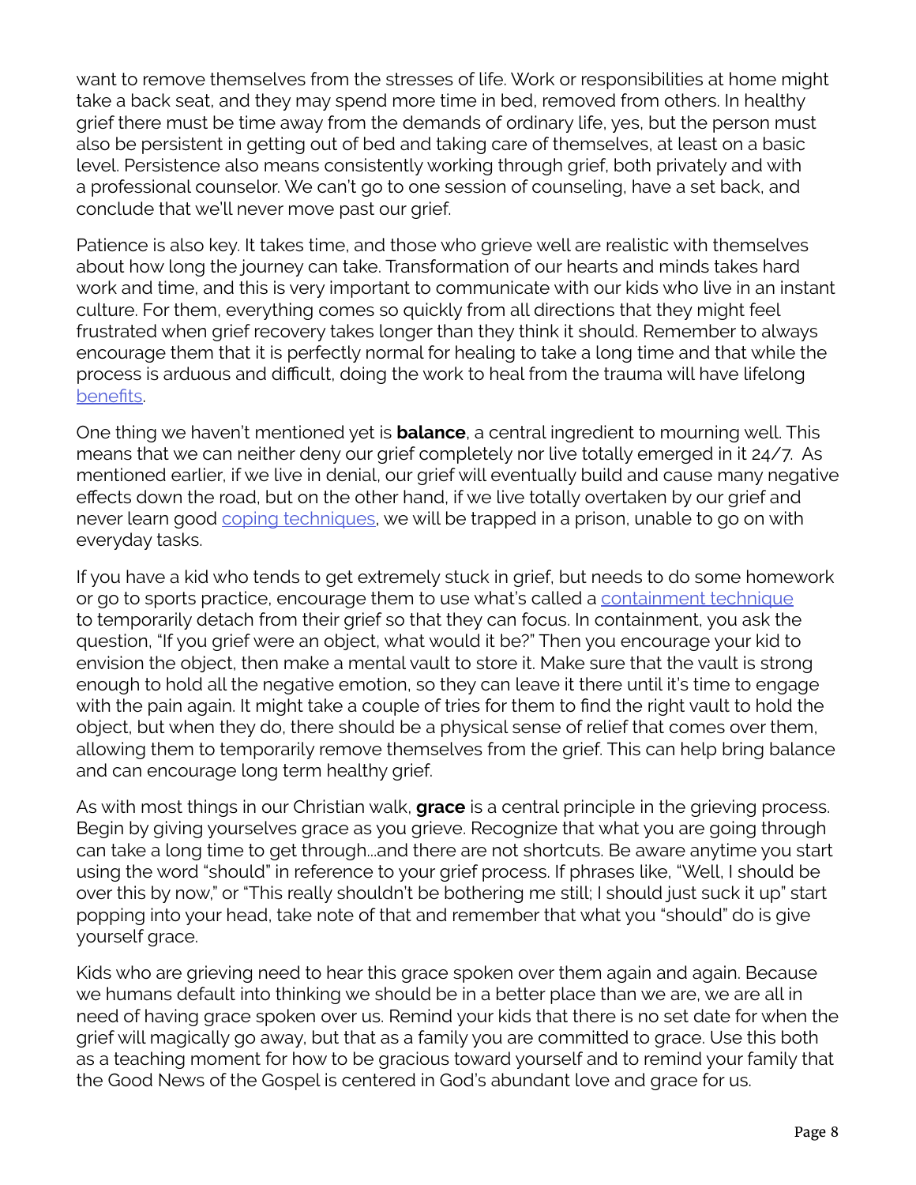want to remove themselves from the stresses of life. Work or responsibilities at home might take a back seat, and they may spend more time in bed, removed from others. In healthy grief there must be time away from the demands of ordinary life, yes, but the person must also be persistent in getting out of bed and taking care of themselves, at least on a basic level. Persistence also means consistently working through grief, both privately and with a professional counselor. We can't go to one session of counseling, have a set back, and conclude that we'll never move past our grief.

Patience is also key. It takes time, and those who grieve well are realistic with themselves about how long the journey can take. Transformation of our hearts and minds takes hard work and time, and this is very important to communicate with our kids who live in an instant culture. For them, everything comes so quickly from all directions that they might feel frustrated when grief recovery takes longer than they think it should. Remember to always encourage them that it is perfectly normal for healing to take a long time and that while the process is arduous and difficult, doing the work to heal from the trauma will have lifelong benefits.

One thing we haven't mentioned yet is **balance**, a central ingredient to mourning well. This means that we can neither deny our grief completely nor live totally emerged in it 24/7. As mentioned earlier, if we live in denial, our grief will eventually build and cause many negative effects down the road, but on the other hand, if we live totally overtaken by our grief and never learn good coping techniques, we will be trapped in a prison, unable to go on with everyday tasks.

If you have a kid who tends to get extremely stuck in grief, but needs to do some homework or go to sports practice, encourage them to use what's called a containment technique to temporarily detach from their grief so that they can focus. In containment, you ask the question, "If you grief were an object, what would it be?" Then you encourage your kid to envision the object, then make a mental vault to store it. Make sure that the vault is strong enough to hold all the negative emotion, so they can leave it there until it's time to engage with the pain again. It might take a couple of tries for them to find the right vault to hold the object, but when they do, there should be a physical sense of relief that comes over them, allowing them to temporarily remove themselves from the grief. This can help bring balance and can encourage long term healthy grief.

As with most things in our Christian walk, **grace** is a central principle in the grieving process. Begin by giving yourselves grace as you grieve. Recognize that what you are going through can take a long time to get through...and there are not shortcuts. Be aware anytime you start using the word "should" in reference to your grief process. If phrases like, "Well, I should be over this by now," or "This really shouldn't be bothering me still; I should just suck it up" start popping into your head, take note of that and remember that what you "should" do is give yourself grace.

Kids who are grieving need to hear this grace spoken over them again and again. Because we humans default into thinking we should be in a better place than we are, we are all in need of having grace spoken over us. Remind your kids that there is no set date for when the grief will magically go away, but that as a family you are committed to grace. Use this both as a teaching moment for how to be gracious toward yourself and to remind your family that the Good News of the Gospel is centered in God's abundant love and grace for us.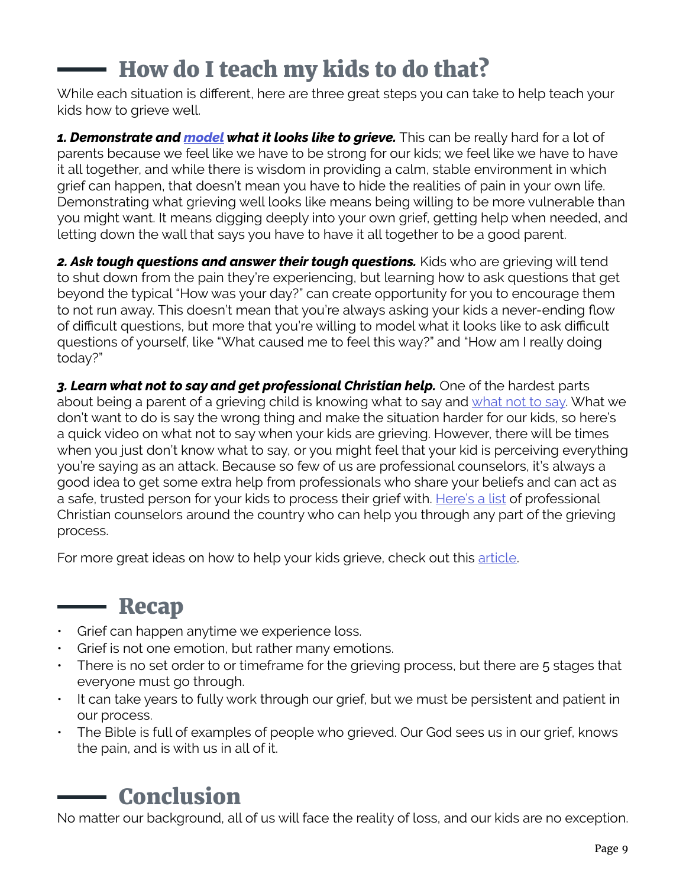## How do I teach my kids to do that?

While each situation is different, here are three great steps you can take to help teach your kids how to grieve well.

***1. Demonstrate and model what it looks like to grieve.*** This can be really hard for a lot of parents because we feel like we have to be strong for our kids; we feel like we have to have it all together, and while there is wisdom in providing a calm, stable environment in which grief can happen, that doesn't mean you have to hide the realities of pain in your own life. Demonstrating what grieving well looks like means being willing to be more vulnerable than you might want. It means digging deeply into your own grief, getting help when needed, and letting down the wall that says you have to have it all together to be a good parent.

***2. Ask tough questions and answer their tough questions.*** Kids who are grieving will tend to shut down from the pain they're experiencing, but learning how to ask questions that get beyond the typical "How was your day?" can create opportunity for you to encourage them to not run away. This doesn't mean that you're always asking your kids a never-ending flow of difficult questions, but more that you're willing to model what it looks like to ask difficult questions of yourself, like "What caused me to feel this way?" and "How am I really doing today?"

***3. Learn what not to say and get professional Christian help.*** One of the hardest parts about being a parent of a grieving child is knowing what to say and what not to say. What we don't want to do is say the wrong thing and make the situation harder for our kids, so here's a quick video on what not to say when your kids are grieving. However, there will be times when you just don't know what to say, or you might feel that your kid is perceiving everything you're saying as an attack. Because so few of us are professional counselors, it's always a good idea to get some extra help from professionals who share your beliefs and can act as a safe, trusted person for your kids to process their grief with. Here's a list of professional Christian counselors around the country who can help you through any part of the grieving process.

For more great ideas on how to help your kids grieve, check out this article.

## Recap

- Grief can happen anytime we experience loss.
- Grief is not one emotion, but rather many emotions.
- There is no set order to or timeframe for the grieving process, but there are 5 stages that everyone must go through.
- It can take years to fully work through our grief, but we must be persistent and patient in our process.
- The Bible is full of examples of people who grieved. Our God sees us in our grief, knows the pain, and is with us in all of it.

## Conclusion

No matter our background, all of us will face the reality of loss, and our kids are no exception.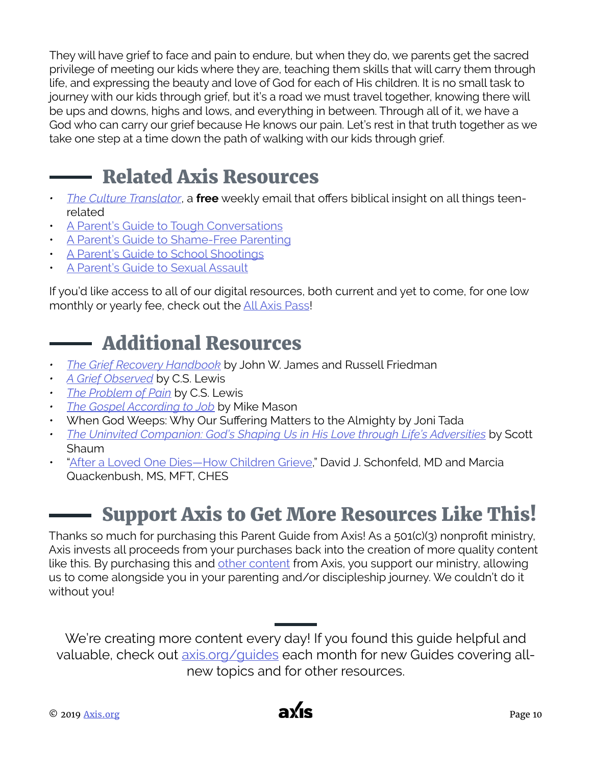They will have grief to face and pain to endure, but when they do, we parents get the sacred privilege of meeting our kids where they are, teaching them skills that will carry them through life, and expressing the beauty and love of God for each of His children. It is no small task to journey with our kids through grief, but it's a road we must travel together, knowing there will be ups and downs, highs and lows, and everything in between. Through all of it, we have a God who can carry our grief because He knows our pain. Let's rest in that truth together as we take one step at a time down the path of walking with our kids through grief.

## Related Axis Resources

- *The Culture Translator*, a **free** weekly email that offers biblical insight on all things teen-related
- A Parent's Guide to Tough Conversations
- A Parent's Guide to Shame-Free Parenting
- A Parent's Guide to School Shootings
- A Parent's Guide to Sexual Assault

If you'd like access to all of our digital resources, both current and yet to come, for one low monthly or yearly fee, check out the All Axis Pass!

## Additional Resources

- *The Grief Recovery Handbook* by John W. James and Russell Friedman
- *A Grief Observed* by C.S. Lewis
- *The Problem of Pain* by C.S. Lewis
- *The Gospel According to Job* by Mike Mason
- When God Weeps: Why Our Suffering Matters to the Almighty by Joni Tada
- *The Uninvited Companion: God's Shaping Us in His Love through Life's Adversities* by Scott Shaum
- "After a Loved One Dies—How Children Grieve," David J. Schonfeld, MD and Marcia Quackenbush, MS, MFT, CHES

## Support Axis to Get More Resources Like This!

Thanks so much for purchasing this Parent Guide from Axis! As a 501(c)(3) nonprofit ministry, Axis invests all proceeds from your purchases back into the creation of more quality content like this. By purchasing this and other content from Axis, you support our ministry, allowing us to come alongside you in your parenting and/or discipleship journey. We couldn't do it without you!

We're creating more content every day! If you found this guide helpful and valuable, check out axis.org/guides each month for new Guides covering all-new topics and for other resources.

© 2019 Axis.org